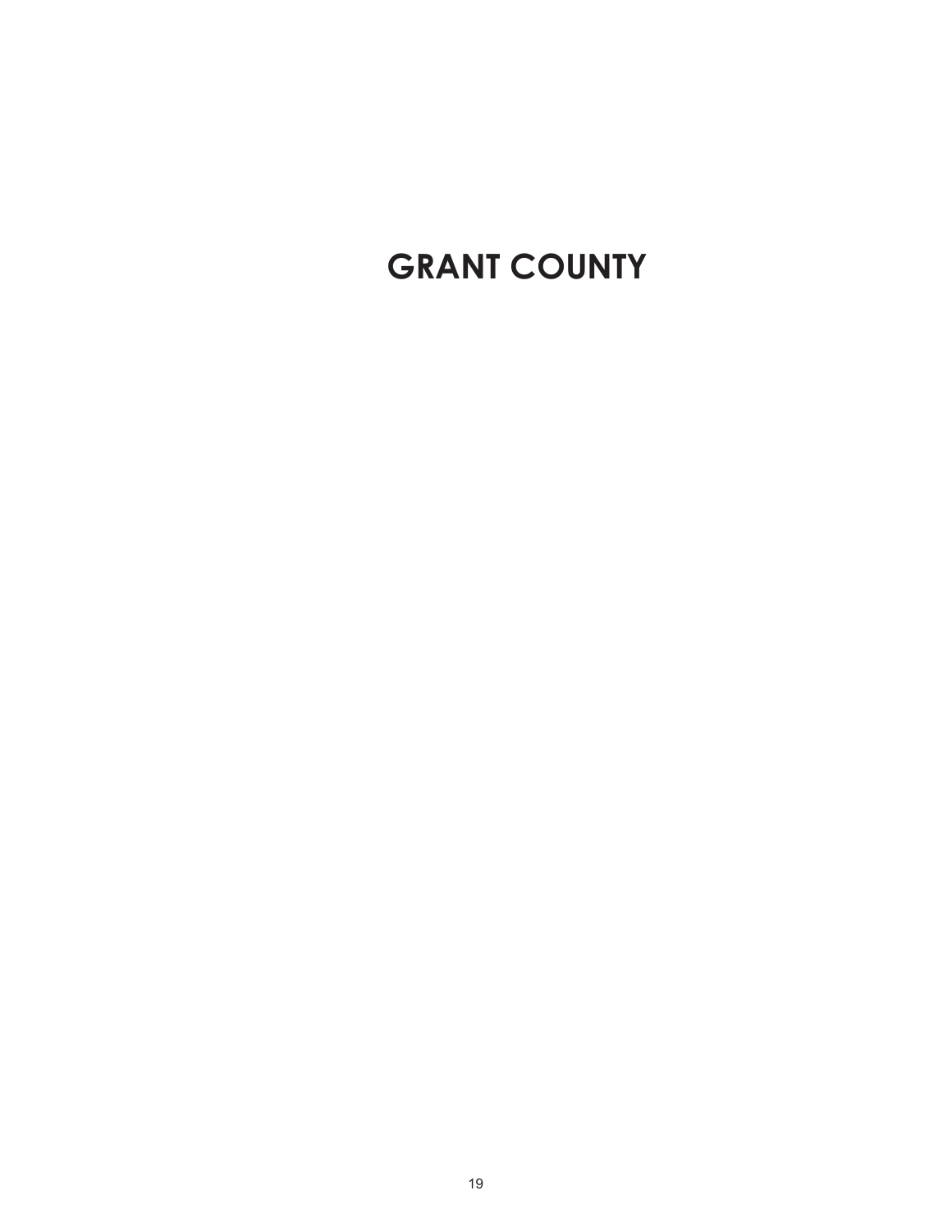# GRANT COUNTY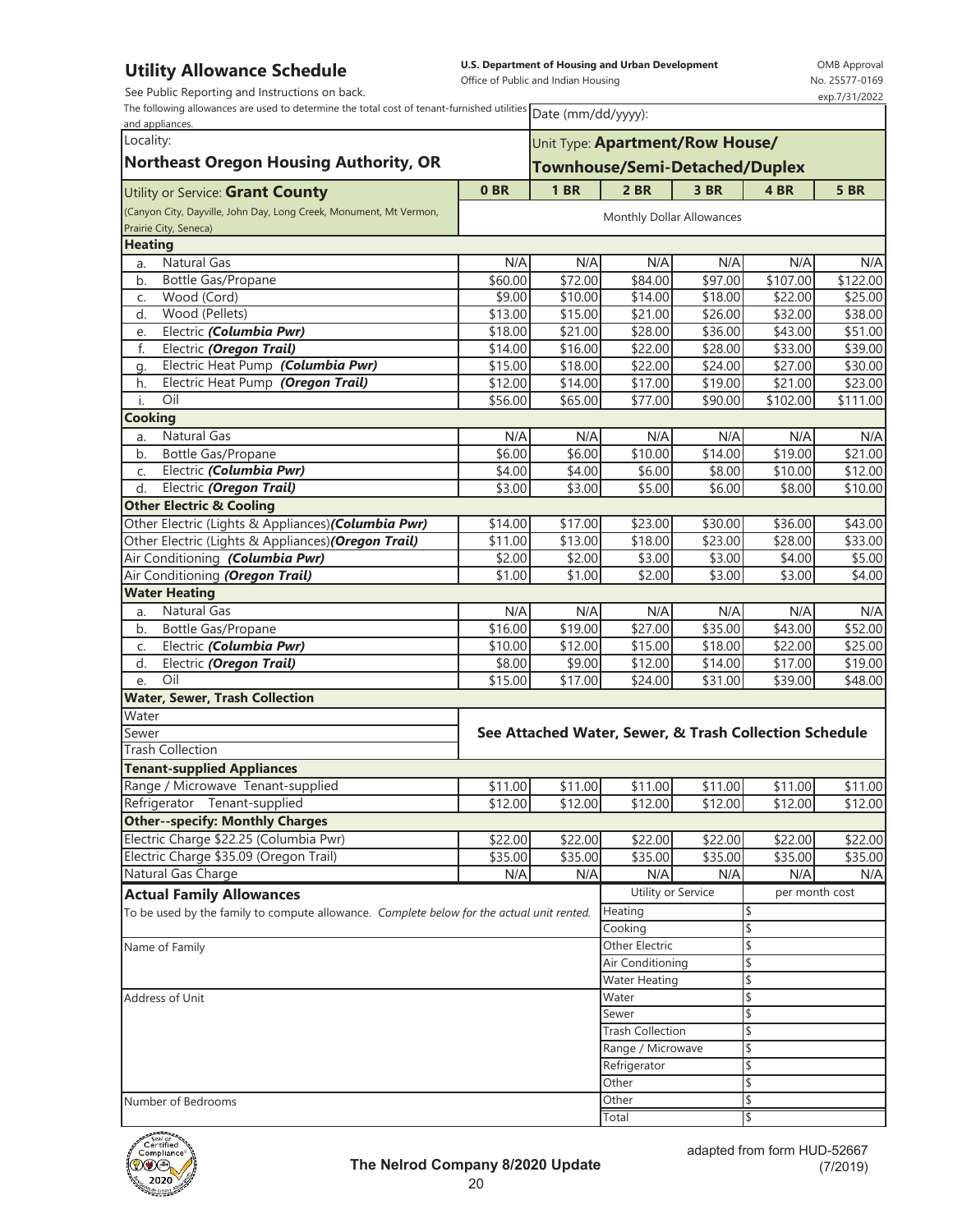## Utility Allowance Schedule

See Public Reporting and Instructions on back.

**U.S. Department of Housing and Urban Development**
Office of Public and Indian Housing

OMB Approval No. 25577-0169 exp.7/31/2022

The following allowances are used to determine the total cost of tenant-furnished utilities and appliances.

Date (mm/dd/yyyy):

Locality: **Northeast Oregon Housing Authority, OR**

Unit Type: **Apartment/Row House/ Townhouse/Semi-Detached/Duplex**

| Utility or Service: **Grant County** (Canyon City, Dayville, John Day, Long Creek, Monument, Mt Vernon, Prairie City, Seneca) | 0 BR | 1 BR | 2 BR | 3 BR | 4 BR | 5 BR |
|---|---|---|---|---|---|---|
| | Monthly Dollar Allowances | | | | | |
| **Heating** | | | | | | |
| a. Natural Gas | N/A | N/A | N/A | N/A | N/A | N/A |
| b. Bottle Gas/Propane | $60.00 | $72.00 | $84.00 | $97.00 | $107.00 | $122.00 |
| c. Wood (Cord) | $9.00 | $10.00 | $14.00 | $18.00 | $22.00 | $25.00 |
| d. Wood (Pellets) | $13.00 | $15.00 | $21.00 | $26.00 | $32.00 | $38.00 |
| e. Electric ***(Columbia Pwr)*** | $18.00 | $21.00 | $28.00 | $36.00 | $43.00 | $51.00 |
| f. Electric ***(Oregon Trail)*** | $14.00 | $16.00 | $22.00 | $28.00 | $33.00 | $39.00 |
| g. Electric Heat Pump ***(Columbia Pwr)*** | $15.00 | $18.00 | $22.00 | $24.00 | $27.00 | $30.00 |
| h. Electric Heat Pump ***(Oregon Trail)*** | $12.00 | $14.00 | $17.00 | $19.00 | $21.00 | $23.00 |
| i. Oil | $56.00 | $65.00 | $77.00 | $90.00 | $102.00 | $111.00 |
| **Cooking** | | | | | | |
| a. Natural Gas | N/A | N/A | N/A | N/A | N/A | N/A |
| b. Bottle Gas/Propane | $6.00 | $6.00 | $10.00 | $14.00 | $19.00 | $21.00 |
| c. Electric ***(Columbia Pwr)*** | $4.00 | $4.00 | $6.00 | $8.00 | $10.00 | $12.00 |
| d. Electric ***(Oregon Trail)*** | $3.00 | $3.00 | $5.00 | $6.00 | $8.00 | $10.00 |
| **Other Electric & Cooling** | | | | | | |
| Other Electric (Lights & Appliances) ***(Columbia Pwr)*** | $14.00 | $17.00 | $23.00 | $30.00 | $36.00 | $43.00 |
| Other Electric (Lights & Appliances) ***(Oregon Trail)*** | $11.00 | $13.00 | $18.00 | $23.00 | $28.00 | $33.00 |
| Air Conditioning ***(Columbia Pwr)*** | $2.00 | $2.00 | $3.00 | $3.00 | $4.00 | $5.00 |
| Air Conditioning ***(Oregon Trail)*** | $1.00 | $1.00 | $2.00 | $3.00 | $3.00 | $4.00 |
| **Water Heating** | | | | | | |
| a. Natural Gas | N/A | N/A | N/A | N/A | N/A | N/A |
| b. Bottle Gas/Propane | $16.00 | $19.00 | $27.00 | $35.00 | $43.00 | $52.00 |
| c. Electric ***(Columbia Pwr)*** | $10.00 | $12.00 | $15.00 | $18.00 | $22.00 | $25.00 |
| d. Electric ***(Oregon Trail)*** | $8.00 | $9.00 | $12.00 | $14.00 | $17.00 | $19.00 |
| e. Oil | $15.00 | $17.00 | $24.00 | $31.00 | $39.00 | $48.00 |
| **Water, Sewer, Trash Collection** | | | | | | |
| Water | **See Attached Water, Sewer, & Trash Collection Schedule** | | | | | |
| Sewer | | | | | | |
| Trash Collection | | | | | | |
| **Tenant-supplied Appliances** | | | | | | |
| Range / Microwave Tenant-supplied | $11.00 | $11.00 | $11.00 | $11.00 | $11.00 | $11.00 |
| Refrigerator Tenant-supplied | $12.00 | $12.00 | $12.00 | $12.00 | $12.00 | $12.00 |
| **Other--specify: Monthly Charges** | | | | | | |
| Electric Charge $22.25 (Columbia Pwr) | $22.00 | $22.00 | $22.00 | $22.00 | $22.00 | $22.00 |
| Electric Charge $35.09 (Oregon Trail) | $35.00 | $35.00 | $35.00 | $35.00 | $35.00 | $35.00 |
| Natural Gas Charge | N/A | N/A | N/A | N/A | N/A | N/A |

### Actual Family Allowances

To be used by the family to compute allowance. *Complete below for the actual unit rented.*

Name of Family

Address of Unit

Number of Bedrooms

| Utility or Service | per month cost |
|---|---|
| Heating | $ |
| Cooking | $ |
| Other Electric | $ |
| Air Conditioning | $ |
| Water Heating | $ |
| Water | $ |
| Sewer | $ |
| Trash Collection | $ |
| Range / Microwave | $ |
| Refrigerator | $ |
| Other | $ |
| Other | $ |
| Total | $ |

**The Nelrod Company 8/2020 Update**

adapted from form HUD-52667 (7/2019)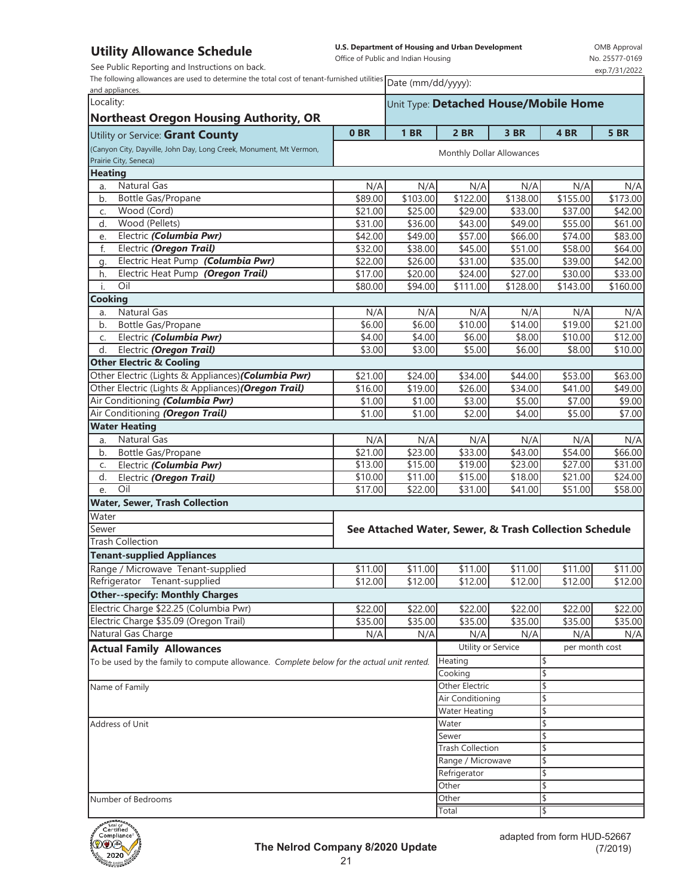# Utility Allowance Schedule

**U.S. Department of Housing and Urban Development**
Office of Public and Indian Housing

OMB Approval No. 25577-0169 exp.7/31/2022

See Public Reporting and Instructions on back.

The following allowances are used to determine the total cost of tenant-furnished utilities and appliances.

Date (mm/dd/yyyy):

Locality: **Northeast Oregon Housing Authority, OR**

Unit Type: **Detached House/Mobile Home**

| Utility or Service: **Grant County** (Canyon City, Dayville, John Day, Long Creek, Monument, Mt Vernon, Prairie City, Seneca) | 0 BR | 1 BR | 2 BR | 3 BR | 4 BR | 5 BR |
|---|---|---|---|---|---|---|
| | Monthly Dollar Allowances | | | | | |
| **Heating** | | | | | | |
| a. Natural Gas | N/A | N/A | N/A | N/A | N/A | N/A |
| b. Bottle Gas/Propane | $89.00 | $103.00 | $122.00 | $138.00 | $155.00 | $173.00 |
| c. Wood (Cord) | $21.00 | $25.00 | $29.00 | $33.00 | $37.00 | $42.00 |
| d. Wood (Pellets) | $31.00 | $36.00 | $43.00 | $49.00 | $55.00 | $61.00 |
| e. Electric ***(Columbia Pwr)*** | $42.00 | $49.00 | $57.00 | $66.00 | $74.00 | $83.00 |
| f. Electric ***(Oregon Trail)*** | $32.00 | $38.00 | $45.00 | $51.00 | $58.00 | $64.00 |
| g. Electric Heat Pump ***(Columbia Pwr)*** | $22.00 | $26.00 | $31.00 | $35.00 | $39.00 | $42.00 |
| h. Electric Heat Pump ***(Oregon Trail)*** | $17.00 | $20.00 | $24.00 | $27.00 | $30.00 | $33.00 |
| i. Oil | $80.00 | $94.00 | $111.00 | $128.00 | $143.00 | $160.00 |
| **Cooking** | | | | | | |
| a. Natural Gas | N/A | N/A | N/A | N/A | N/A | N/A |
| b. Bottle Gas/Propane | $6.00 | $6.00 | $10.00 | $14.00 | $19.00 | $21.00 |
| c. Electric ***(Columbia Pwr)*** | $4.00 | $4.00 | $6.00 | $8.00 | $10.00 | $12.00 |
| d. Electric ***(Oregon Trail)*** | $3.00 | $3.00 | $5.00 | $6.00 | $8.00 | $10.00 |
| **Other Electric & Cooling** | | | | | | |
| Other Electric (Lights & Appliances)***(Columbia Pwr)*** | $21.00 | $24.00 | $34.00 | $44.00 | $53.00 | $63.00 |
| Other Electric (Lights & Appliances)***(Oregon Trail)*** | $16.00 | $19.00 | $26.00 | $34.00 | $41.00 | $49.00 |
| Air Conditioning ***(Columbia Pwr)*** | $1.00 | $1.00 | $3.00 | $5.00 | $7.00 | $9.00 |
| Air Conditioning ***(Oregon Trail)*** | $1.00 | $1.00 | $2.00 | $4.00 | $5.00 | $7.00 |
| **Water Heating** | | | | | | |
| a. Natural Gas | N/A | N/A | N/A | N/A | N/A | N/A |
| b. Bottle Gas/Propane | $21.00 | $23.00 | $33.00 | $43.00 | $54.00 | $66.00 |
| c. Electric ***(Columbia Pwr)*** | $13.00 | $15.00 | $19.00 | $23.00 | $27.00 | $31.00 |
| d. Electric ***(Oregon Trail)*** | $10.00 | $11.00 | $15.00 | $18.00 | $21.00 | $24.00 |
| e. Oil | $17.00 | $22.00 | $31.00 | $41.00 | $51.00 | $58.00 |
| **Water, Sewer, Trash Collection** | | | | | | |
| Water | **See Attached Water, Sewer, & Trash Collection Schedule** | | | | | |
| Sewer | | | | | | |
| Trash Collection | | | | | | |
| **Tenant-supplied Appliances** | | | | | | |
| Range / Microwave Tenant-supplied | $11.00 | $11.00 | $11.00 | $11.00 | $11.00 | $11.00 |
| Refrigerator Tenant-supplied | $12.00 | $12.00 | $12.00 | $12.00 | $12.00 | $12.00 |
| **Other--specify: Monthly Charges** | | | | | | |
| Electric Charge $22.25 (Columbia Pwr) | $22.00 | $22.00 | $22.00 | $22.00 | $22.00 | $22.00 |
| Electric Charge $35.09 (Oregon Trail) | $35.00 | $35.00 | $35.00 | $35.00 | $35.00 | $35.00 |
| Natural Gas Charge | N/A | N/A | N/A | N/A | N/A | N/A |

## Actual Family Allowances

To be used by the family to compute allowance. *Complete below for the actual unit rented.*

Name of Family

Address of Unit

Number of Bedrooms

| Utility or Service | per month cost |
|---|---|
| Heating | $ |
| Cooking | $ |
| Other Electric | $ |
| Air Conditioning | $ |
| Water Heating | $ |
| Water | $ |
| Sewer | $ |
| Trash Collection | $ |
| Range / Microwave | $ |
| Refrigerator | $ |
| Other | $ |
| Other | $ |
| Total | $ |

**The Nelrod Company 8/2020 Update**

adapted from form HUD-52667 (7/2019)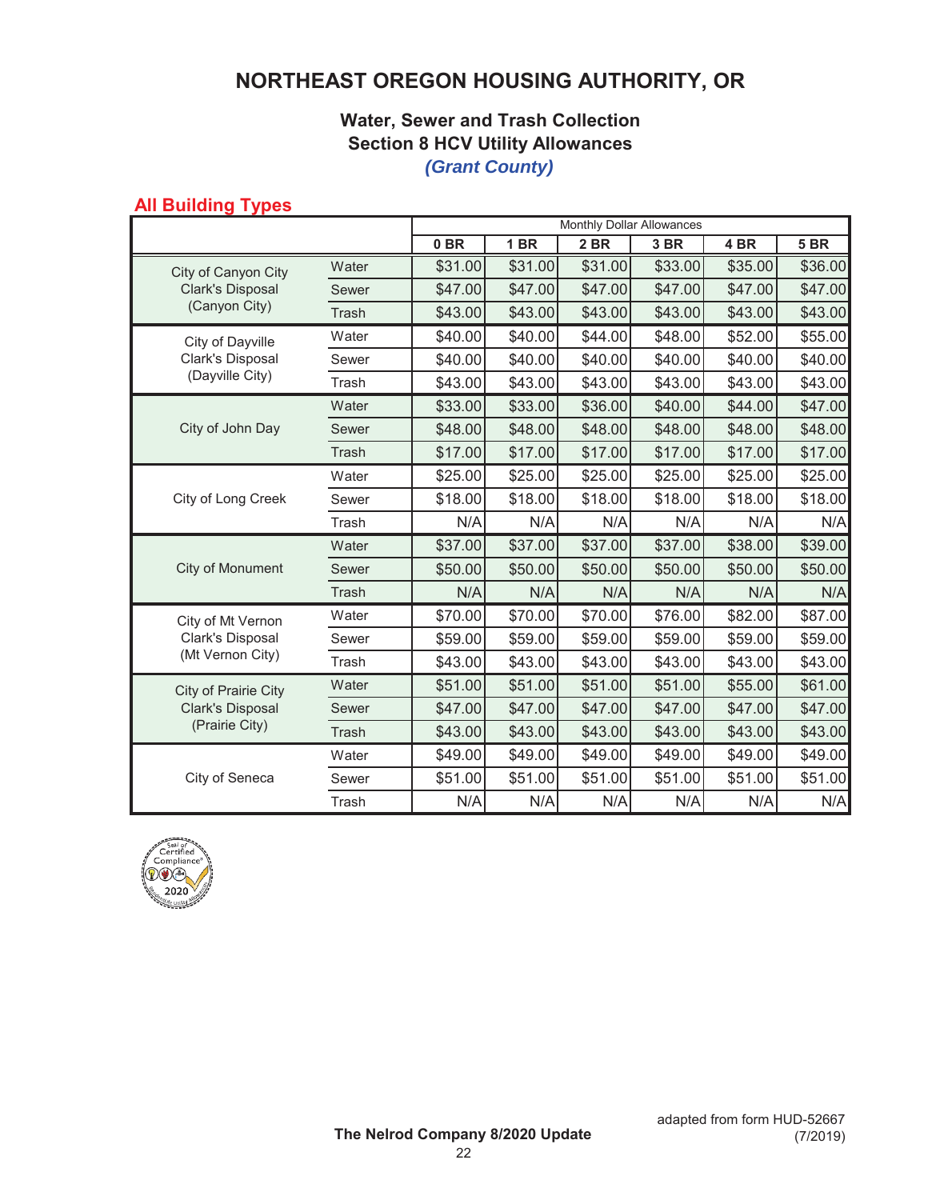# NORTHEAST OREGON HOUSING AUTHORITY, OR

## Water, Sewer and Trash Collection
## Section 8 HCV Utility Allowances
## *(Grant County)*

### All Building Types

| | | Monthly Dollar Allowances | | | | | |
|---|---|---|---|---|---|---|---|
| | | **0 BR** | **1 BR** | **2 BR** | **3 BR** | **4 BR** | **5 BR** |
| City of Canyon City Clark's Disposal (Canyon City) | Water | $31.00 | $31.00 | $31.00 | $33.00 | $35.00 | $36.00 |
| | Sewer | $47.00 | $47.00 | $47.00 | $47.00 | $47.00 | $47.00 |
| | Trash | $43.00 | $43.00 | $43.00 | $43.00 | $43.00 | $43.00 |
| City of Dayville Clark's Disposal (Dayville City) | Water | $40.00 | $40.00 | $44.00 | $48.00 | $52.00 | $55.00 |
| | Sewer | $40.00 | $40.00 | $40.00 | $40.00 | $40.00 | $40.00 |
| | Trash | $43.00 | $43.00 | $43.00 | $43.00 | $43.00 | $43.00 |
| City of John Day | Water | $33.00 | $33.00 | $36.00 | $40.00 | $44.00 | $47.00 |
| | Sewer | $48.00 | $48.00 | $48.00 | $48.00 | $48.00 | $48.00 |
| | Trash | $17.00 | $17.00 | $17.00 | $17.00 | $17.00 | $17.00 |
| City of Long Creek | Water | $25.00 | $25.00 | $25.00 | $25.00 | $25.00 | $25.00 |
| | Sewer | $18.00 | $18.00 | $18.00 | $18.00 | $18.00 | $18.00 |
| | Trash | N/A | N/A | N/A | N/A | N/A | N/A |
| City of Monument | Water | $37.00 | $37.00 | $37.00 | $37.00 | $38.00 | $39.00 |
| | Sewer | $50.00 | $50.00 | $50.00 | $50.00 | $50.00 | $50.00 |
| | Trash | N/A | N/A | N/A | N/A | N/A | N/A |
| City of Mt Vernon Clark's Disposal (Mt Vernon City) | Water | $70.00 | $70.00 | $70.00 | $76.00 | $82.00 | $87.00 |
| | Sewer | $59.00 | $59.00 | $59.00 | $59.00 | $59.00 | $59.00 |
| | Trash | $43.00 | $43.00 | $43.00 | $43.00 | $43.00 | $43.00 |
| City of Prairie City Clark's Disposal (Prairie City) | Water | $51.00 | $51.00 | $51.00 | $51.00 | $55.00 | $61.00 |
| | Sewer | $47.00 | $47.00 | $47.00 | $47.00 | $47.00 | $47.00 |
| | Trash | $43.00 | $43.00 | $43.00 | $43.00 | $43.00 | $43.00 |
| City of Seneca | Water | $49.00 | $49.00 | $49.00 | $49.00 | $49.00 | $49.00 |
| | Sewer | $51.00 | $51.00 | $51.00 | $51.00 | $51.00 | $51.00 |
| | Trash | N/A | N/A | N/A | N/A | N/A | N/A |

Seal of Certified Compliance 2020

**The Nelrod Company 8/2020 Update**

adapted from form HUD-52667 (7/2019)